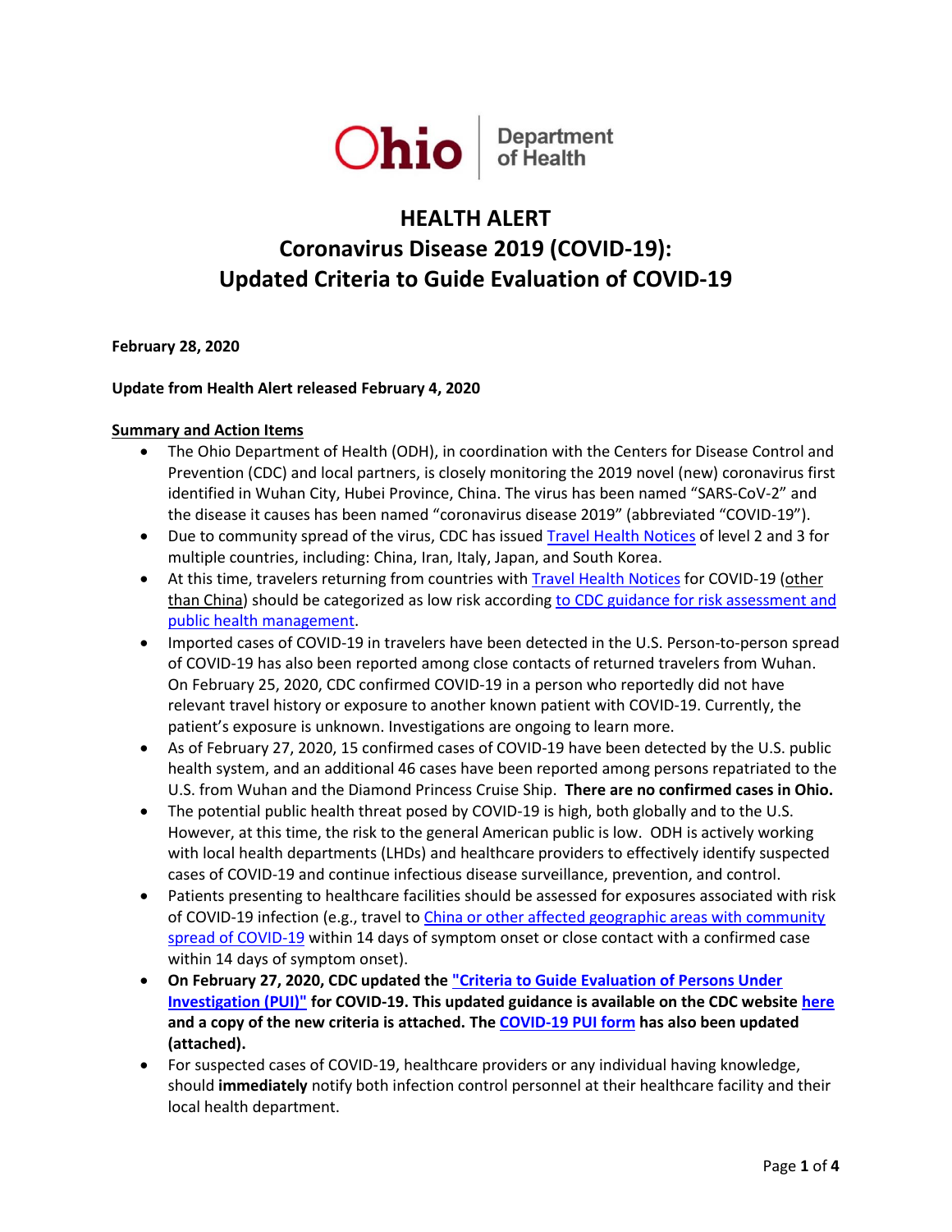Ohio Department of Health

# HEALTH ALERT
# Coronavirus Disease 2019 (COVID-19): Updated Criteria to Guide Evaluation of COVID-19

**February 28, 2020**

**Update from Health Alert released February 4, 2020**

## Summary and Action Items

- The Ohio Department of Health (ODH), in coordination with the Centers for Disease Control and Prevention (CDC) and local partners, is closely monitoring the 2019 novel (new) coronavirus first identified in Wuhan City, Hubei Province, China. The virus has been named "SARS-CoV-2" and the disease it causes has been named "coronavirus disease 2019" (abbreviated "COVID-19").
- Due to community spread of the virus, CDC has issued Travel Health Notices of level 2 and 3 for multiple countries, including: China, Iran, Italy, Japan, and South Korea.
- At this time, travelers returning from countries with Travel Health Notices for COVID-19 (other than China) should be categorized as low risk according to CDC guidance for risk assessment and public health management.
- Imported cases of COVID-19 in travelers have been detected in the U.S. Person-to-person spread of COVID-19 has also been reported among close contacts of returned travelers from Wuhan. On February 25, 2020, CDC confirmed COVID-19 in a person who reportedly did not have relevant travel history or exposure to another known patient with COVID-19. Currently, the patient's exposure is unknown. Investigations are ongoing to learn more.
- As of February 27, 2020, 15 confirmed cases of COVID-19 have been detected by the U.S. public health system, and an additional 46 cases have been reported among persons repatriated to the U.S. from Wuhan and the Diamond Princess Cruise Ship. **There are no confirmed cases in Ohio.**
- The potential public health threat posed by COVID-19 is high, both globally and to the U.S. However, at this time, the risk to the general American public is low. ODH is actively working with local health departments (LHDs) and healthcare providers to effectively identify suspected cases of COVID-19 and continue infectious disease surveillance, prevention, and control.
- Patients presenting to healthcare facilities should be assessed for exposures associated with risk of COVID-19 infection (e.g., travel to China or other affected geographic areas with community spread of COVID-19 within 14 days of symptom onset or close contact with a confirmed case within 14 days of symptom onset).
- **On February 27, 2020, CDC updated the "Criteria to Guide Evaluation of Persons Under Investigation (PUI)" for COVID-19. This updated guidance is available on the CDC website here and a copy of the new criteria is attached. The COVID-19 PUI form has also been updated (attached).**
- For suspected cases of COVID-19, healthcare providers or any individual having knowledge, should **immediately** notify both infection control personnel at their healthcare facility and their local health department.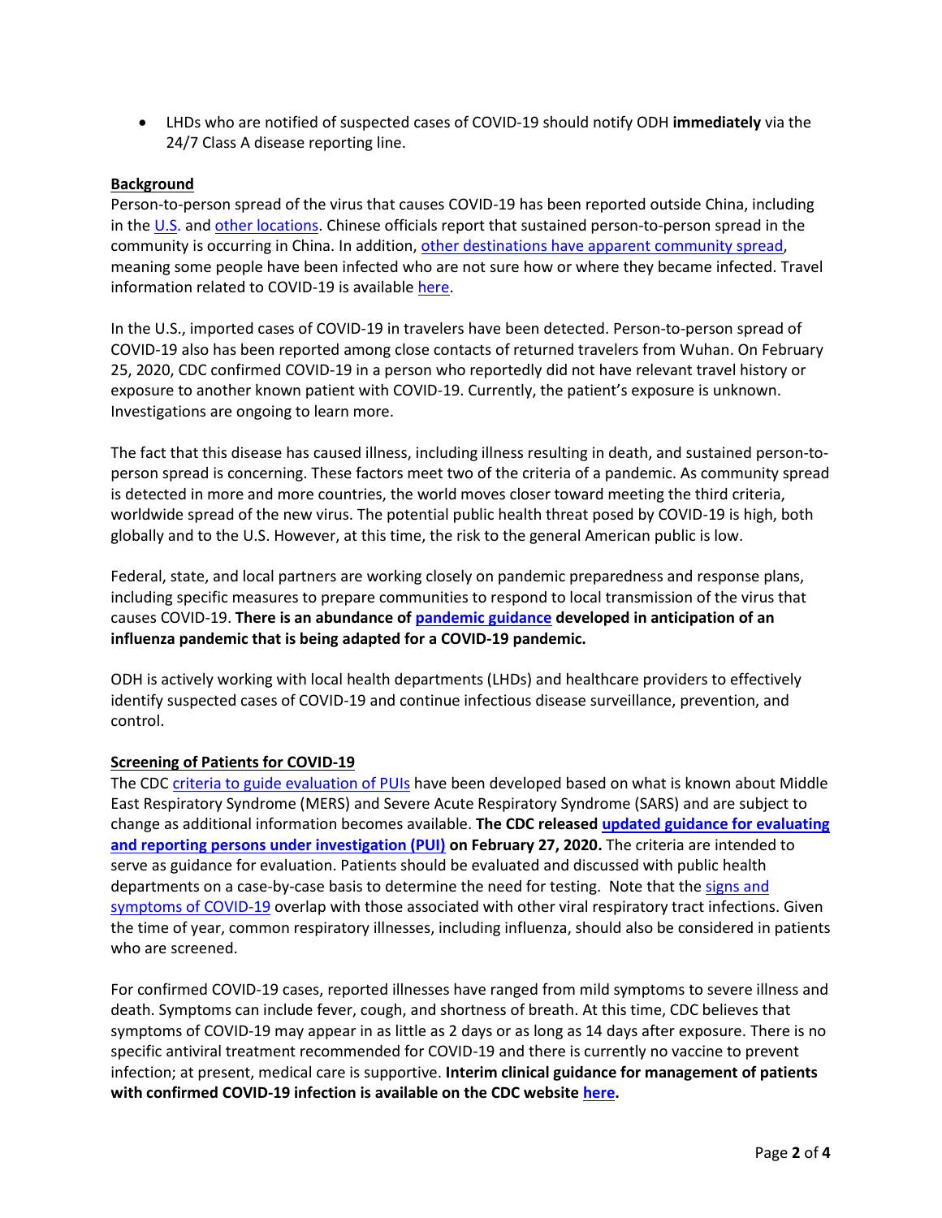- LHDs who are notified of suspected cases of COVID-19 should notify ODH **immediately** via the 24/7 Class A disease reporting line.

## Background

Person-to-person spread of the virus that causes COVID-19 has been reported outside China, including in the U.S. and other locations. Chinese officials report that sustained person-to-person spread in the community is occurring in China. In addition, other destinations have apparent community spread, meaning some people have been infected who are not sure how or where they became infected. Travel information related to COVID-19 is available here.

In the U.S., imported cases of COVID-19 in travelers have been detected. Person-to-person spread of COVID-19 also has been reported among close contacts of returned travelers from Wuhan. On February 25, 2020, CDC confirmed COVID-19 in a person who reportedly did not have relevant travel history or exposure to another known patient with COVID-19. Currently, the patient's exposure is unknown. Investigations are ongoing to learn more.

The fact that this disease has caused illness, including illness resulting in death, and sustained person-to-person spread is concerning. These factors meet two of the criteria of a pandemic. As community spread is detected in more and more countries, the world moves closer toward meeting the third criteria, worldwide spread of the new virus. The potential public health threat posed by COVID-19 is high, both globally and to the U.S. However, at this time, the risk to the general American public is low.

Federal, state, and local partners are working closely on pandemic preparedness and response plans, including specific measures to prepare communities to respond to local transmission of the virus that causes COVID-19. **There is an abundance of pandemic guidance developed in anticipation of an influenza pandemic that is being adapted for a COVID-19 pandemic.**

ODH is actively working with local health departments (LHDs) and healthcare providers to effectively identify suspected cases of COVID-19 and continue infectious disease surveillance, prevention, and control.

## Screening of Patients for COVID-19

The CDC criteria to guide evaluation of PUIs have been developed based on what is known about Middle East Respiratory Syndrome (MERS) and Severe Acute Respiratory Syndrome (SARS) and are subject to change as additional information becomes available. **The CDC released updated guidance for evaluating and reporting persons under investigation (PUI) on February 27, 2020.** The criteria are intended to serve as guidance for evaluation. Patients should be evaluated and discussed with public health departments on a case-by-case basis to determine the need for testing. Note that the signs and symptoms of COVID-19 overlap with those associated with other viral respiratory tract infections. Given the time of year, common respiratory illnesses, including influenza, should also be considered in patients who are screened.

For confirmed COVID-19 cases, reported illnesses have ranged from mild symptoms to severe illness and death. Symptoms can include fever, cough, and shortness of breath. At this time, CDC believes that symptoms of COVID-19 may appear in as little as 2 days or as long as 14 days after exposure. There is no specific antiviral treatment recommended for COVID-19 and there is currently no vaccine to prevent infection; at present, medical care is supportive. **Interim clinical guidance for management of patients with confirmed COVID-19 infection is available on the CDC website here.**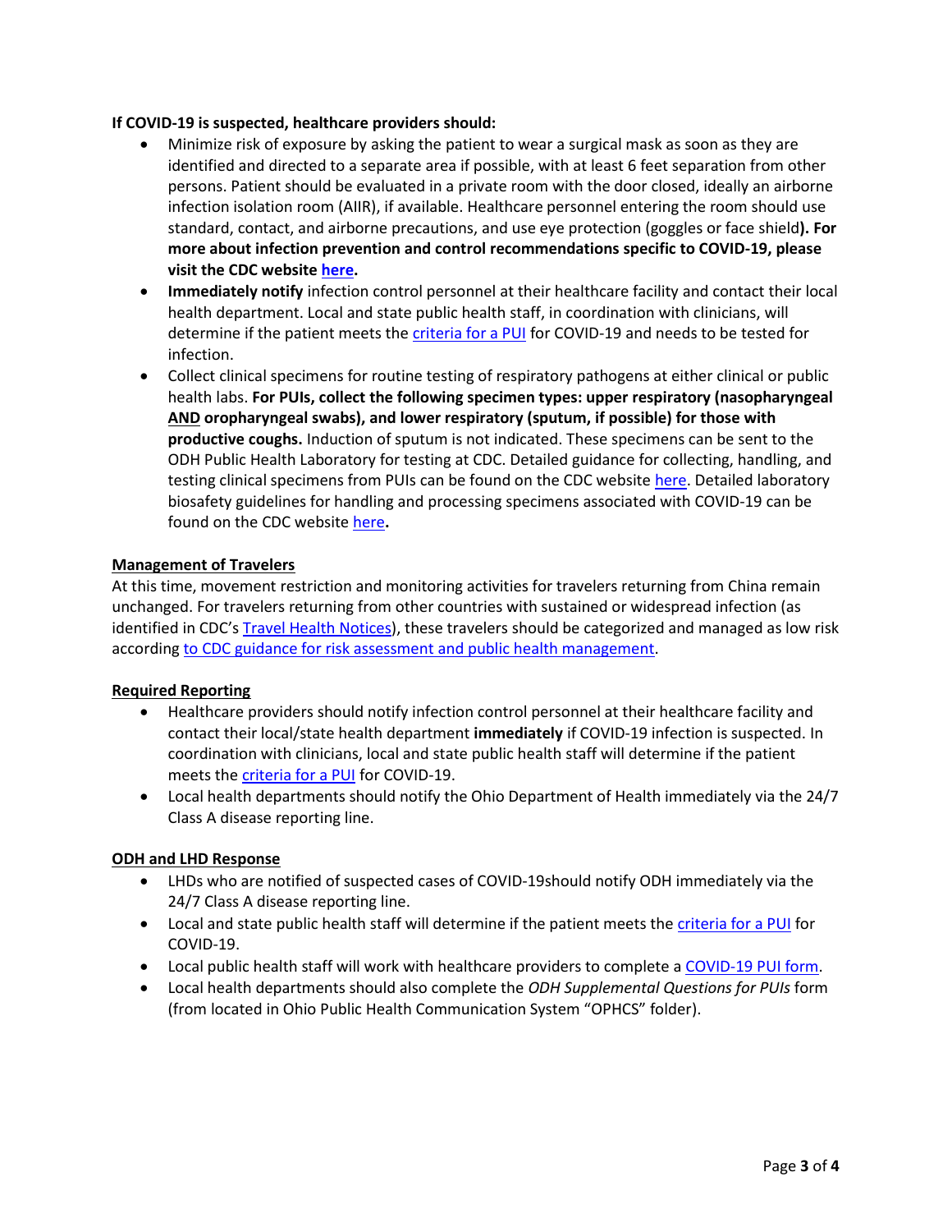**If COVID-19 is suspected, healthcare providers should:**

- Minimize risk of exposure by asking the patient to wear a surgical mask as soon as they are identified and directed to a separate area if possible, with at least 6 feet separation from other persons. Patient should be evaluated in a private room with the door closed, ideally an airborne infection isolation room (AIIR), if available. Healthcare personnel entering the room should use standard, contact, and airborne precautions, and use eye protection (goggles or face shield**). For more about infection prevention and control recommendations specific to COVID-19, please visit the CDC website here.**
- **Immediately notify** infection control personnel at their healthcare facility and contact their local health department. Local and state public health staff, in coordination with clinicians, will determine if the patient meets the criteria for a PUI for COVID-19 and needs to be tested for infection.
- Collect clinical specimens for routine testing of respiratory pathogens at either clinical or public health labs. **For PUIs, collect the following specimen types: upper respiratory (nasopharyngeal <u>AND</u> oropharyngeal swabs), and lower respiratory (sputum, if possible) for those with productive coughs.** Induction of sputum is not indicated. These specimens can be sent to the ODH Public Health Laboratory for testing at CDC. Detailed guidance for collecting, handling, and testing clinical specimens from PUIs can be found on the CDC website here. Detailed laboratory biosafety guidelines for handling and processing specimens associated with COVID-19 can be found on the CDC website here**.**

**<u>Management of Travelers</u>**

At this time, movement restriction and monitoring activities for travelers returning from China remain unchanged. For travelers returning from other countries with sustained or widespread infection (as identified in CDC's Travel Health Notices), these travelers should be categorized and managed as low risk according to CDC guidance for risk assessment and public health management.

**<u>Required Reporting</u>**

- Healthcare providers should notify infection control personnel at their healthcare facility and contact their local/state health department **immediately** if COVID-19 infection is suspected. In coordination with clinicians, local and state public health staff will determine if the patient meets the criteria for a PUI for COVID-19.
- Local health departments should notify the Ohio Department of Health immediately via the 24/7 Class A disease reporting line.

**<u>ODH and LHD Response</u>**

- LHDs who are notified of suspected cases of COVID-19should notify ODH immediately via the 24/7 Class A disease reporting line.
- Local and state public health staff will determine if the patient meets the criteria for a PUI for COVID-19.
- Local public health staff will work with healthcare providers to complete a COVID-19 PUI form.
- Local health departments should also complete the *ODH Supplemental Questions for PUIs* form (from located in Ohio Public Health Communication System "OPHCS" folder).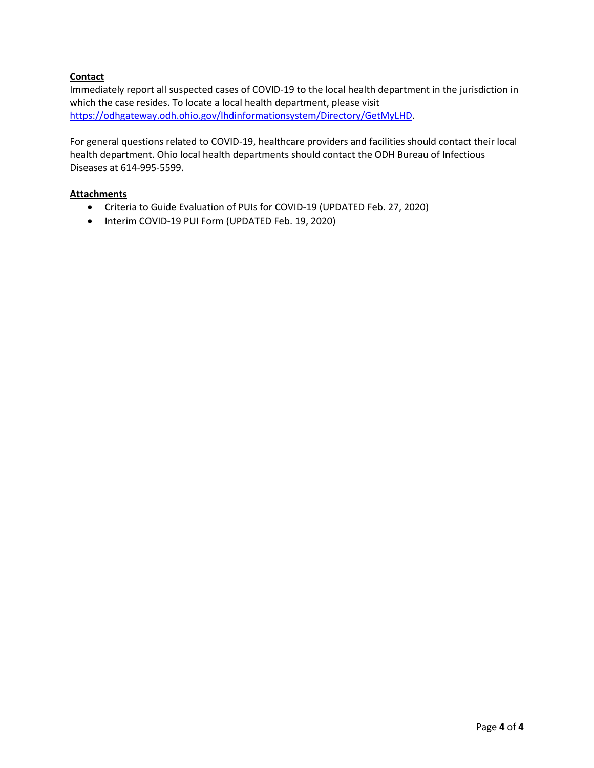**Contact**

Immediately report all suspected cases of COVID-19 to the local health department in the jurisdiction in which the case resides. To locate a local health department, please visit [https://odhgateway.odh.ohio.gov/lhdinformationsystem/Directory/GetMyLHD](https://odhgateway.odh.ohio.gov/lhdinformationsystem/Directory/GetMyLHD).

For general questions related to COVID-19, healthcare providers and facilities should contact their local health department. Ohio local health departments should contact the ODH Bureau of Infectious Diseases at 614-995-5599.

**Attachments**

- Criteria to Guide Evaluation of PUIs for COVID-19 (UPDATED Feb. 27, 2020)
- Interim COVID-19 PUI Form (UPDATED Feb. 19, 2020)